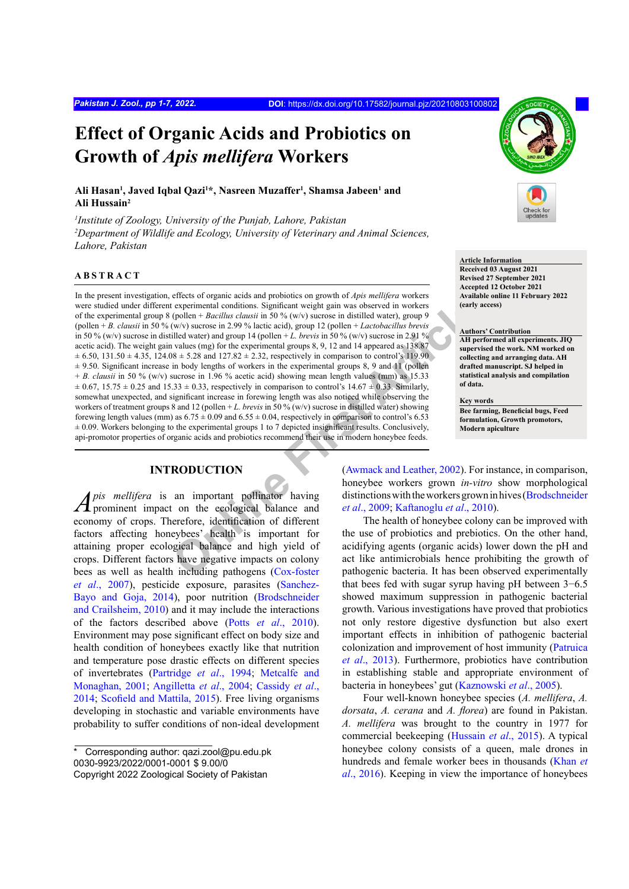# Effect of Organic Acids and Probiotics on Growth of *Apis mellifera* Workers

**Ali Hasan[1], Javed Iqbal Qazi[1]*, Nasreen Muzaffer[1], Shamsa Jabeen[1] and Ali Hussain[2]**

[1]*Institute of Zoology, University of the Punjab, Lahore, Pakistan*
[2]*Department of Wildlife and Ecology, University of Veterinary and Animal Sciences, Lahore, Pakistan*

**Article Information**
**Received 03 August 2021**
**Revised 27 September 2021**
**Accepted 12 October 2021**
**Available online 11 February 2022 (early access)**

**Authors' Contribution**
**AH performed all experiments. JIQ supervised the work. NM worked on collecting and arranging data. AH drafted manuscript. SJ helped in statistical analysis and compilation of data.**

**Key words**
**Bee farming, Beneficial bugs, Feed formulation, Growth promotors, Modern apiculture**

## ABSTRACT

In the present investigation, effects of organic acids and probiotics on growth of *Apis mellifera* workers were studied under different experimental conditions. Significant weight gain was observed in workers of the experimental group 8 (pollen + *Bacillus clausii* in 50 % (w/v) sucrose in distilled water), group 9 (pollen + *B. clausii* in 50 % (w/v) sucrose in 2.99 % lactic acid), group 12 (pollen + *Lactobacillus brevis* in 50 % (w/v) sucrose in distilled water) and group 14 (pollen + *L. brevis* in 50 % (w/v) sucrose in 2.91 % acetic acid). The weight gain values (mg) for the experimental groups 8, 9, 12 and 14 appeared as 138.87 ± 6.50, 131.50 ± 4.35, 124.08 ± 5.28 and 127.82 ± 2.32, respectively in comparison to control's 119.90 ± 9.50. Significant increase in body lengths of workers in the experimental groups 8, 9 and 11 (pollen + *B. clausii* in 50 % (w/v) sucrose in 1.96 % acetic acid) showing mean length values (mm) as 15.33 ± 0.67, 15.75 ± 0.25 and 15.33 ± 0.33, respectively in comparison to control's 14.67 ± 0.33. Similarly, somewhat unexpected, and significant increase in forewing length was also noticed while observing the workers of treatment groups 8 and 12 (pollen + *L. brevis* in 50 % (w/v) sucrose in distilled water) showing forewing length values (mm) as 6.75 ± 0.09 and 6.55 ± 0.04, respectively in comparison to control's 6.53 ± 0.09. Workers belonging to the experimental groups 1 to 7 depicted insignificant results. Conclusively, api-promotor properties of organic acids and probiotics recommend their use in modern honeybee feeds.

## INTRODUCTION

*Apis mellifera* is an important pollinator having prominent impact on the ecological balance and economy of crops. Therefore, identification of different factors affecting honeybees' health is important for attaining proper ecological balance and high yield of crops. Different factors have negative impacts on colony bees as well as health including pathogens (Cox-foster *et al*., 2007), pesticide exposure, parasites (Sanchez-Bayo and Goja, 2014), poor nutrition (Brodschneider and Crailsheim, 2010) and it may include the interactions of the factors described above (Potts *et al*., 2010). Environment may pose significant effect on body size and health condition of honeybees exactly like that nutrition and temperature pose drastic effects on different species of invertebrates (Partridge *et al*., 1994; Metcalfe and Monaghan, 2001; Angilletta *et al*., 2004; Cassidy *et al*., 2014; Scofield and Mattila, 2015). Free living organisms developing in stochastic and variable environments have probability to suffer conditions of non-ideal development (Awmack and Leather, 2002). For instance, in comparison, honeybee workers grown *in-vitro* show morphological distinctions with the workers grown in hives (Brodschneider *et al*., 2009; Kaftanoglu *et al*., 2010).

The health of honeybee colony can be improved with the use of probiotics and prebiotics. On the other hand, acidifying agents (organic acids) lower down the pH and act like antimicrobials hence prohibiting the growth of pathogenic bacteria. It has been observed experimentally that bees fed with sugar syrup having pH between 3−6.5 showed maximum suppression in pathogenic bacterial growth. Various investigations have proved that probiotics not only restore digestive dysfunction but also exert important effects in inhibition of pathogenic bacterial colonization and improvement of host immunity (Patruica *et al*., 2013). Furthermore, probiotics have contribution in establishing stable and appropriate environment of bacteria in honeybees' gut (Kaznowski *et al*., 2005).

Four well-known honeybee species (*A. mellifera*, *A. dorsata*, *A. cerana* and *A. florea*) are found in Pakistan. *A. mellifera* was brought to the country in 1977 for commercial beekeeping (Hussain *et al*., 2015). A typical honeybee colony consists of a queen, male drones in hundreds and female worker bees in thousands (Khan *et al*., 2016). Keeping in view the importance of honeybees

---

\* Corresponding author: qazi.zool@pu.edu.pk
0030-9923/2022/0001-0001 $ 9.00/0
Copyright 2022 Zoological Society of Pakistan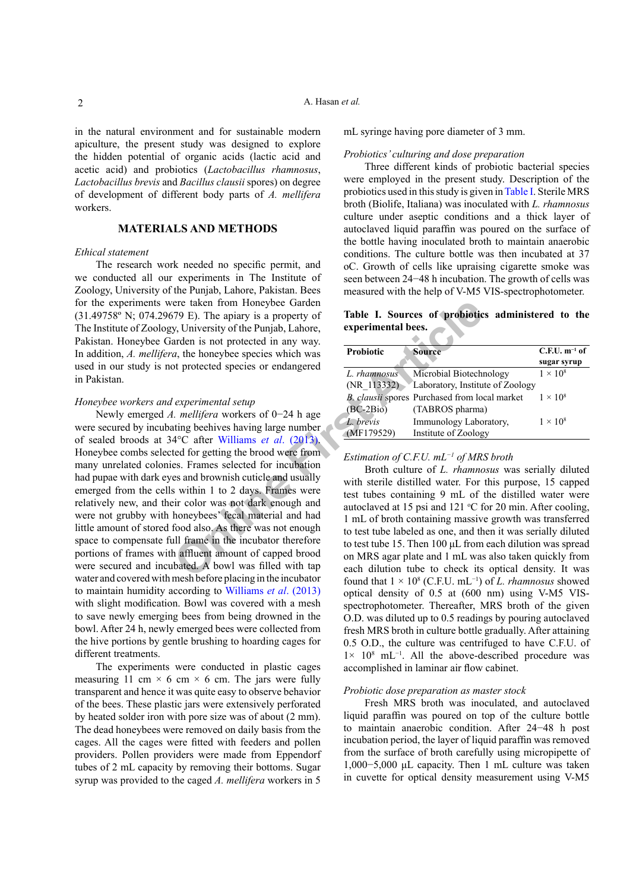in the natural environment and for sustainable modern apiculture, the present study was designed to explore the hidden potential of organic acids (lactic acid and acetic acid) and probiotics (*Lactobacillus rhamnosus*, *Lactobacillus brevis* and *Bacillus clausii* spores) on degree of development of different body parts of *A. mellifera* workers.

## MATERIALS AND METHODS

### *Ethical statement*

The research work needed no specific permit, and we conducted all our experiments in The Institute of Zoology, University of the Punjab, Lahore, Pakistan. Bees for the experiments were taken from Honeybee Garden (31.49758º N; 074.29679 E). The apiary is a property of The Institute of Zoology, University of the Punjab, Lahore, Pakistan. Honeybee Garden is not protected in any way. In addition, *A. mellifera*, the honeybee species which was used in our study is not protected species or endangered in Pakistan.

### *Honeybee workers and experimental setup*

Newly emerged *A. mellifera* workers of 0−24 h age were secured by incubating beehives having large number of sealed broods at 34°C after Williams *et al*. (2013). Honeybee combs selected for getting the brood were from many unrelated colonies. Frames selected for incubation had pupae with dark eyes and brownish cuticle and usually emerged from the cells within 1 to 2 days. Frames were relatively new, and their color was not dark enough and were not grubby with honeybees' fecal material and had little amount of stored food also. As there was not enough space to compensate full frame in the incubator therefore portions of frames with affluent amount of capped brood were secured and incubated. A bowl was filled with tap water and covered with mesh before placing in the incubator to maintain humidity according to Williams *et al*. (2013) with slight modification. Bowl was covered with a mesh to save newly emerging bees from being drowned in the bowl. After 24 h, newly emerged bees were collected from the hive portions by gentle brushing to hoarding cages for different treatments.

The experiments were conducted in plastic cages measuring 11 cm × 6 cm × 6 cm. The jars were fully transparent and hence it was quite easy to observe behavior of the bees. These plastic jars were extensively perforated by heated solder iron with pore size was of about (2 mm). The dead honeybees were removed on daily basis from the cages. All the cages were fitted with feeders and pollen providers. Pollen providers were made from Eppendorf tubes of 2 mL capacity by removing their bottoms. Sugar syrup was provided to the caged *A. mellifera* workers in 5 mL syringe having pore diameter of 3 mm.

### *Probiotics' culturing and dose preparation*

Three different kinds of probiotic bacterial species were employed in the present study. Description of the probiotics used in this study is given in Table I. Sterile MRS broth (Biolife, Italiana) was inoculated with *L. rhamnosus* culture under aseptic conditions and a thick layer of autoclaved liquid paraffin was poured on the surface of the bottle having inoculated broth to maintain anaerobic conditions. The culture bottle was then incubated at 37 oC. Growth of cells like upraising cigarette smoke was seen between 24−48 h incubation. The growth of cells was measured with the help of V-M5 VIS-spectrophotometer.

**Table I. Sources of probiotics administered to the experimental bees.**

| Probiotic | Source | C.F.U. $m^{-1}$ of sugar syrup |
|---|---|---|
| *L. rhamnosus* (NR_113332) | Microbial Biotechnology Laboratory, Institute of Zoology | $1 \times 10^8$ |
| *B. clausii* spores (BC-2Bio) | Purchased from local market (TABROS pharma) | $1 \times 10^8$ |
| *L. brevis* (MF179529) | Immunology Laboratory, Institute of Zoology | $1 \times 10^8$ |

### *Estimation of C.F.U. $mL^{-1}$ of MRS broth*

Broth culture of *L. rhamnosus* was serially diluted with sterile distilled water. For this purpose, 15 capped test tubes containing 9 mL of the distilled water were autoclaved at 15 psi and 121 ºC for 20 min. After cooling, 1 mL of broth containing massive growth was transferred to test tube labeled as one, and then it was serially diluted to test tube 15. Then 100 µL from each dilution was spread on MRS agar plate and 1 mL was also taken quickly from each dilution tube to check its optical density. It was found that $1 \times 10^8$ (C.F.U. $mL^{-1}$) of *L. rhamnosus* showed optical density of 0.5 at (600 nm) using V-M5 VIS-spectrophotometer. Thereafter, MRS broth of the given O.D. was diluted up to 0.5 readings by pouring autoclaved fresh MRS broth in culture bottle gradually. After attaining 0.5 O.D., the culture was centrifuged to have C.F.U. of $1 \times 10^8$ $mL^{-1}$. All the above-described procedure was accomplished in laminar air flow cabinet.

### *Probiotic dose preparation as master stock*

Fresh MRS broth was inoculated, and autoclaved liquid paraffin was poured on top of the culture bottle to maintain anaerobic condition. After 24−48 h post incubation period, the layer of liquid paraffin was removed from the surface of broth carefully using micropipette of 1,000−5,000 µL capacity. Then 1 mL culture was taken in cuvette for optical density measurement using V-M5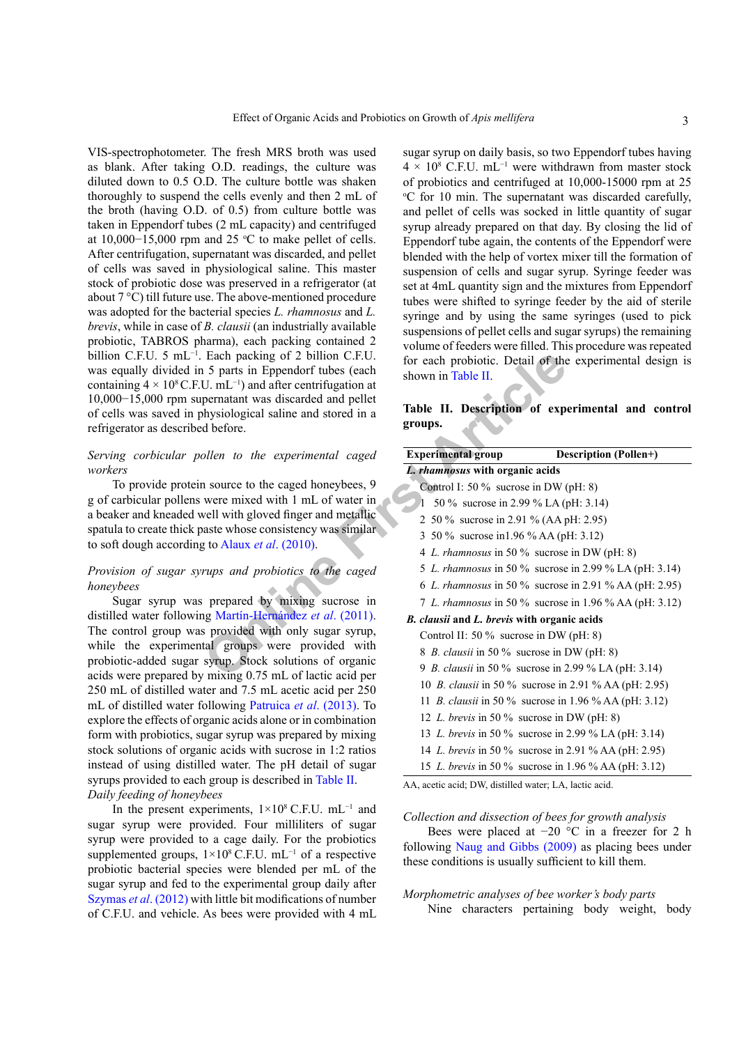VIS-spectrophotometer. The fresh MRS broth was used as blank. After taking O.D. readings, the culture was diluted down to 0.5 O.D. The culture bottle was shaken thoroughly to suspend the cells evenly and then 2 mL of the broth (having O.D. of 0.5) from culture bottle was taken in Eppendorf tubes (2 mL capacity) and centrifuged at 10,000–15,000 rpm and 25 °C to make pellet of cells. After centrifugation, supernatant was discarded, and pellet of cells was saved in physiological saline. This master stock of probiotic dose was preserved in a refrigerator (at about 7 °C) till future use. The above-mentioned procedure was adopted for the bacterial species *L. rhamnosus* and *L. brevis*, while in case of *B. clausii* (an industrially available probiotic, TABROS pharma), each packing contained 2 billion C.F.U. 5 $mL^{-1}$. Each packing of 2 billion C.F.U. was equally divided in 5 parts in Eppendorf tubes (each containing $4 \times 10^8$ C.F.U. $mL^{-1}$) and after centrifugation at 10,000−15,000 rpm supernatant was discarded and pellet of cells was saved in physiological saline and stored in a refrigerator as described before.

*Serving corbicular pollen to the experimental caged workers*

To provide protein source to the caged honeybees, 9 g of carbicular pollens were mixed with 1 mL of water in a beaker and kneaded well with gloved finger and metallic spatula to create thick paste whose consistency was similar to soft dough according to Alaux *et al*. (2010).

*Provision of sugar syrups and probiotics to the caged honeybees*

Sugar syrup was prepared by mixing sucrose in distilled water following Martín-Hernández *et al*. (2011). The control group was provided with only sugar syrup, while the experimental groups were provided with probiotic-added sugar syrup. Stock solutions of organic acids were prepared by mixing 0.75 mL of lactic acid per 250 mL of distilled water and 7.5 mL acetic acid per 250 mL of distilled water following Patruica *et al*. (2013). To explore the effects of organic acids alone or in combination form with probiotics, sugar syrup was prepared by mixing stock solutions of organic acids with sucrose in 1:2 ratios instead of using distilled water. The pH detail of sugar syrups provided to each group is described in Table II.

*Daily feeding of honeybees*

In the present experiments, $1 \times 10^8$ C.F.U. $mL^{-1}$ and sugar syrup were provided. Four milliliters of sugar syrup were provided to a cage daily. For the probiotics supplemented groups, $1 \times 10^8$ C.F.U. $mL^{-1}$ of a respective probiotic bacterial species were blended per mL of the sugar syrup and fed to the experimental group daily after Szymas *et al*. (2012) with little bit modifications of number of C.F.U. and vehicle. As bees were provided with 4 mL sugar syrup on daily basis, so two Eppendorf tubes having $4 \times 10^8$ C.F.U. $mL^{-1}$ were withdrawn from master stock of probiotics and centrifuged at 10,000-15000 rpm at 25 °C for 10 min. The supernatant was discarded carefully, and pellet of cells was socked in little quantity of sugar syrup already prepared on that day. By closing the lid of Eppendorf tube again, the contents of the Eppendorf were blended with the help of vortex mixer till the formation of suspension of cells and sugar syrup. Syringe feeder was set at 4mL quantity sign and the mixtures from Eppendorf tubes were shifted to syringe feeder by the aid of sterile syringe and by using the same syringes (used to pick suspensions of pellet cells and sugar syrups) the remaining volume of feeders were filled. This procedure was repeated for each probiotic. Detail of the experimental design is shown in Table II.

**Table II. Description of experimental and control groups.**

| Experimental group | Description (Pollen+) |
|---|---|
| ***L. rhamnosus* with organic acids** | |
| Control I: | 50 % sucrose in DW (pH: 8) |
| 1 | 50 % sucrose in 2.99 % LA (pH: 3.14) |
| 2 | 50 % sucrose in 2.91 % (AA pH: 2.95) |
| 3 | 50 % sucrose in1.96 % AA (pH: 3.12) |
| 4 | *L. rhamnosus* in 50 % sucrose in DW (pH: 8) |
| 5 | *L. rhamnosus* in 50 % sucrose in 2.99 % LA (pH: 3.14) |
| 6 | *L. rhamnosus* in 50 % sucrose in 2.91 % AA (pH: 2.95) |
| 7 | *L. rhamnosus* in 50 % sucrose in 1.96 % AA (pH: 3.12) |
| ***B. clausii* and *L. brevis* with organic acids** | |
| Control II: | 50 % sucrose in DW (pH: 8) |
| 8 | *B. clausii* in 50 % sucrose in DW (pH: 8) |
| 9 | *B. clausii* in 50 % sucrose in 2.99 % LA (pH: 3.14) |
| 10 | *B. clausii* in 50 % sucrose in 2.91 % AA (pH: 2.95) |
| 11 | *B. clausii* in 50 % sucrose in 1.96 % AA (pH: 3.12) |
| 12 | *L. brevis* in 50 % sucrose in DW (pH: 8) |
| 13 | *L. brevis* in 50 % sucrose in 2.99 % LA (pH: 3.14) |
| 14 | *L. brevis* in 50 % sucrose in 2.91 % AA (pH: 2.95) |
| 15 | *L. brevis* in 50 % sucrose in 1.96 % AA (pH: 3.12) |

AA, acetic acid; DW, distilled water; LA, lactic acid.

*Collection and dissection of bees for growth analysis*

Bees were placed at −20 °C in a freezer for 2 h following Naug and Gibbs (2009) as placing bees under these conditions is usually sufficient to kill them.

*Morphometric analyses of bee worker's body parts*

Nine characters pertaining body weight, body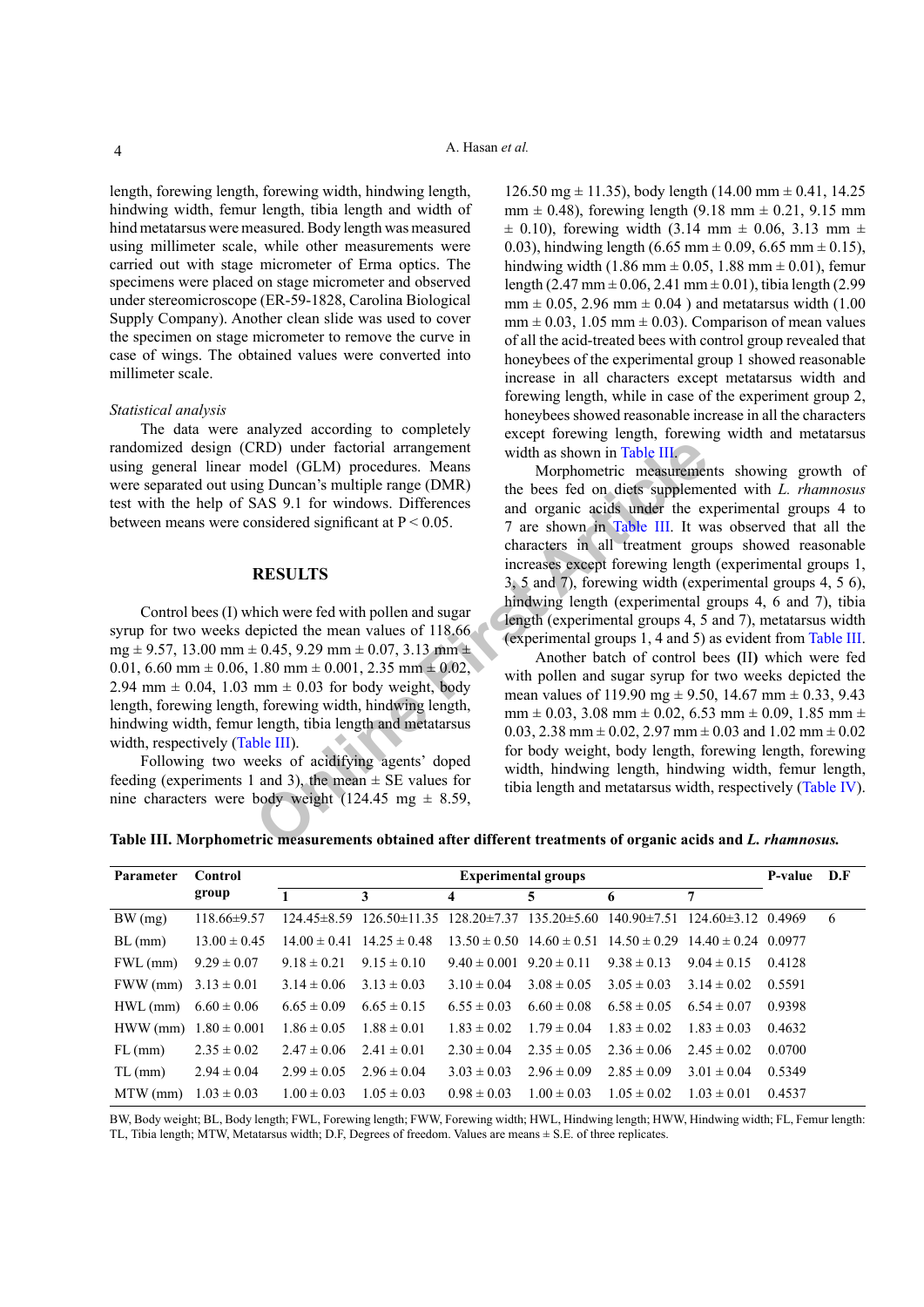length, forewing length, forewing width, hindwing length, hindwing width, femur length, tibia length and width of hind metatarsus were measured. Body length was measured using millimeter scale, while other measurements were carried out with stage micrometer of Erma optics. The specimens were placed on stage micrometer and observed under stereomicroscope (ER-59-1828, Carolina Biological Supply Company). Another clean slide was used to cover the specimen on stage micrometer to remove the curve in case of wings. The obtained values were converted into millimeter scale.

*Statistical analysis*

The data were analyzed according to completely randomized design (CRD) under factorial arrangement using general linear model (GLM) procedures. Means were separated out using Duncan's multiple range (DMR) test with the help of SAS 9.1 for windows. Differences between means were considered significant at $P < 0.05$.

## RESULTS

Control bees (I) which were fed with pollen and sugar syrup for two weeks depicted the mean values of 118.66 mg ± 9.57, 13.00 mm ± 0.45, 9.29 mm ± 0.07, 3.13 mm ± 0.01, 6.60 mm ± 0.06, 1.80 mm ± 0.001, 2.35 mm ± 0.02, 2.94 mm ± 0.04, 1.03 mm ± 0.03 for body weight, body length, forewing length, forewing width, hindwing length, hindwing width, femur length, tibia length and metatarsus width, respectively (Table III).

Following two weeks of acidifying agents' doped feeding (experiments 1 and 3), the mean ± SE values for nine characters were body weight (124.45 mg ± 8.59, 126.50 mg ± 11.35), body length (14.00 mm ± 0.41, 14.25 mm ± 0.48), forewing length (9.18 mm ± 0.21, 9.15 mm ± 0.10), forewing width (3.14 mm ± 0.06, 3.13 mm ± 0.03), hindwing length (6.65 mm ± 0.09, 6.65 mm ± 0.15), hindwing width (1.86 mm ± 0.05, 1.88 mm ± 0.01), femur length (2.47 mm ± 0.06, 2.41 mm ± 0.01), tibia length (2.99 mm ± 0.05, 2.96 mm ± 0.04 ) and metatarsus width (1.00 mm ± 0.03, 1.05 mm ± 0.03). Comparison of mean values of all the acid-treated bees with control group revealed that honeybees of the experimental group 1 showed reasonable increase in all characters except metatarsus width and forewing length, while in case of the experiment group 2, honeybees showed reasonable increase in all the characters except forewing length, forewing width and metatarsus width as shown in Table III.

Morphometric measurements showing growth of the bees fed on diets supplemented with *L. rhamnosus* and organic acids under the experimental groups 4 to 7 are shown in Table III. It was observed that all the characters in all treatment groups showed reasonable increases except forewing length (experimental groups 1, 3, 5 and 7), forewing width (experimental groups 4, 5 6), hindwing length (experimental groups 4, 6 and 7), tibia length (experimental groups 4, 5 and 7), metatarsus width (experimental groups 1, 4 and 5) as evident from Table III.

Another batch of control bees **(II)** which were fed with pollen and sugar syrup for two weeks depicted the mean values of 119.90 mg ± 9.50, 14.67 mm ± 0.33, 9.43 mm ± 0.03, 3.08 mm ± 0.02, 6.53 mm ± 0.09, 1.85 mm ± 0.03, 2.38 mm ± 0.02, 2.97 mm ± 0.03 and 1.02 mm ± 0.02 for body weight, body length, forewing length, forewing width, hindwing length, hindwing width, femur length, tibia length and metatarsus width, respectively (Table IV).

**Table III. Morphometric measurements obtained after different treatments of organic acids and *L. rhamnosus.***

| Parameter | Control group | Experimental groups | | | | | | P-value | D.F |
|---|---|---|---|---|---|---|---|---|---|
| | | 1 | 3 | 4 | 5 | 6 | 7 | | |
| BW (mg) | 118.66±9.57 | 124.45±8.59 | 126.50±11.35 | 128.20±7.37 | 135.20±5.60 | 140.90±7.51 | 124.60±3.12 | 0.4969 | 6 |
| BL (mm) | 13.00 ± 0.45 | 14.00 ± 0.41 | 14.25 ± 0.48 | 13.50 ± 0.50 | 14.60 ± 0.51 | 14.50 ± 0.29 | 14.40 ± 0.24 | 0.0977 | |
| FWL (mm) | 9.29 ± 0.07 | 9.18 ± 0.21 | 9.15 ± 0.10 | 9.40 ± 0.001 | 9.20 ± 0.11 | 9.38 ± 0.13 | 9.04 ± 0.15 | 0.4128 | |
| FWW (mm) | 3.13 ± 0.01 | 3.14 ± 0.06 | 3.13 ± 0.03 | 3.10 ± 0.04 | 3.08 ± 0.05 | 3.05 ± 0.03 | 3.14 ± 0.02 | 0.5591 | |
| HWL (mm) | 6.60 ± 0.06 | 6.65 ± 0.09 | 6.65 ± 0.15 | 6.55 ± 0.03 | 6.60 ± 0.08 | 6.58 ± 0.05 | 6.54 ± 0.07 | 0.9398 | |
| HWW (mm) | 1.80 ± 0.001 | 1.86 ± 0.05 | 1.88 ± 0.01 | 1.83 ± 0.02 | 1.79 ± 0.04 | 1.83 ± 0.02 | 1.83 ± 0.03 | 0.4632 | |
| FL (mm) | 2.35 ± 0.02 | 2.47 ± 0.06 | 2.41 ± 0.01 | 2.30 ± 0.04 | 2.35 ± 0.05 | 2.36 ± 0.06 | 2.45 ± 0.02 | 0.0700 | |
| TL (mm) | 2.94 ± 0.04 | 2.99 ± 0.05 | 2.96 ± 0.04 | 3.03 ± 0.03 | 2.96 ± 0.09 | 2.85 ± 0.09 | 3.01 ± 0.04 | 0.5349 | |
| MTW (mm) | 1.03 ± 0.03 | 1.00 ± 0.03 | 1.05 ± 0.03 | 0.98 ± 0.03 | 1.00 ± 0.03 | 1.05 ± 0.02 | 1.03 ± 0.01 | 0.4537 | |

BW, Body weight; BL, Body length; FWL, Forewing length; FWW, Forewing width; HWL, Hindwing length; HWW, Hindwing width; FL, Femur length: TL, Tibia length; MTW, Metatarsus width; D.F, Degrees of freedom. Values are means ± S.E. of three replicates.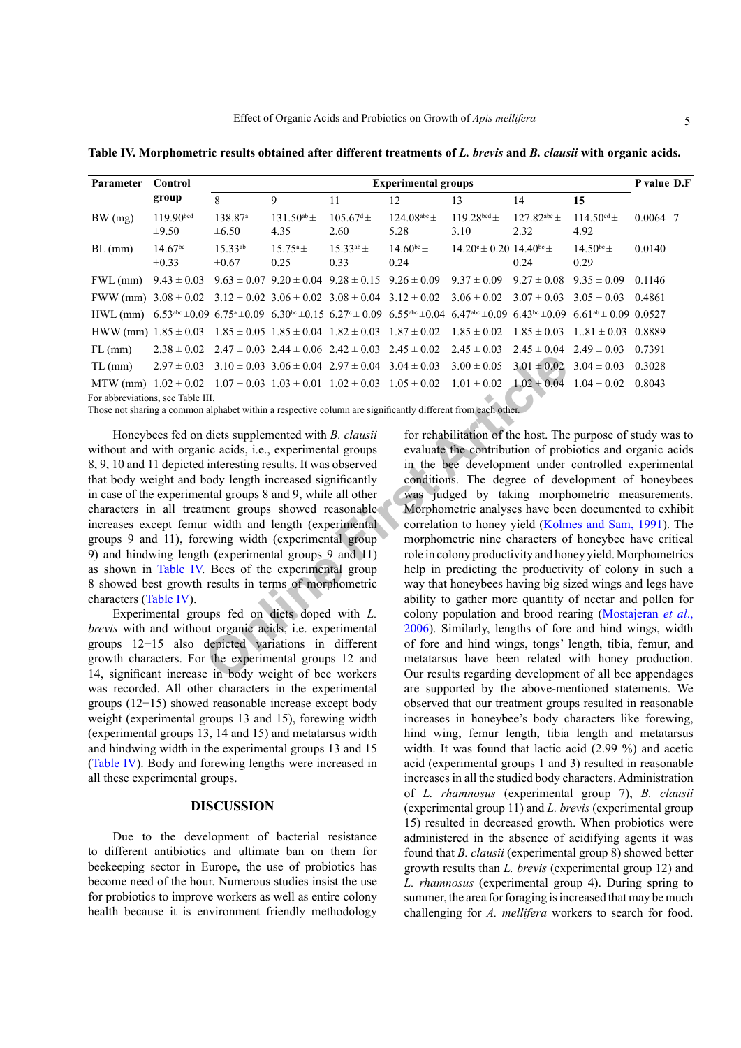**Table IV. Morphometric results obtained after different treatments of *L. brevis* and *B. clausii* with organic acids.**

| Parameter | Control group | Experimental groups | | | | | | | P value | D.F |
|---|---|---|---|---|---|---|---|---|---|---|
| | | 8 | 9 | 11 | 12 | 13 | 14 | 15 | | |
| BW (mg) | 119.90[bcd] ±9.50 | 138.87[a] ±6.50 | 131.50[ab] ± 4.35 | 105.67[d] ± 2.60 | 124.08[abc] ± 5.28 | 119.28[bcd] ± 3.10 | 127.82[abc] ± 2.32 | 114.50[cd] ± 4.92 | 0.0064 | 7 |
| BL (mm) | 14.67[bc] ±0.33 | 15.33[ab] ±0.67 | 15.75[a] ± 0.25 | 15.33[ab] ± 0.33 | 14.60[bc] ± 0.24 | 14.20[c] ± 0.20 | 14.40[bc] ± 0.24 | 14.50[bc] ± 0.29 | 0.0140 | |
| FWL (mm) | 9.43 ± 0.03 | 9.63 ± 0.07 | 9.20 ± 0.04 | 9.28 ± 0.15 | 9.26 ± 0.09 | 9.37 ± 0.09 | 9.27 ± 0.08 | 9.35 ± 0.09 | 0.1146 | |
| FWW (mm) | 3.08 ± 0.02 | 3.12 ± 0.02 | 3.06 ± 0.02 | 3.08 ± 0.04 | 3.12 ± 0.02 | 3.06 ± 0.02 | 3.07 ± 0.03 | 3.05 ± 0.03 | 0.4861 | |
| HWL (mm) | 6.53[abc] ±0.09 | 6.75[a] ±0.09 | 6.30[bc] ±0.15 | 6.27[c] ± 0.09 | 6.55[abc] ±0.04 | 6.47[abc] ±0.09 | 6.43[bc] ±0.09 | 6.61[ab] ± 0.09 | 0.0527 | |
| HWW (mm) | 1.85 ± 0.03 | 1.85 ± 0.05 | 1.85 ± 0.04 | 1.82 ± 0.03 | 1.87 ± 0.02 | 1.85 ± 0.02 | 1.85 ± 0.03 | 1..81 ± 0.03 | 0.8889 | |
| FL (mm) | 2.38 ± 0.02 | 2.47 ± 0.03 | 2.44 ± 0.06 | 2.42 ± 0.03 | 2.45 ± 0.02 | 2.45 ± 0.03 | 2.45 ± 0.04 | 2.49 ± 0.03 | 0.7391 | |
| TL (mm) | 2.97 ± 0.03 | 3.10 ± 0.03 | 3.06 ± 0.04 | 2.97 ± 0.04 | 3.04 ± 0.03 | 3.00 ± 0.05 | 3.01 ± 0.02 | 3.04 ± 0.03 | 0.3028 | |
| MTW (mm) | 1.02 ± 0.02 | 1.07 ± 0.03 | 1.03 ± 0.01 | 1.02 ± 0.03 | 1.05 ± 0.02 | 1.01 ± 0.02 | 1.02 ± 0.04 | 1.04 ± 0.02 | 0.8043 | |

For abbreviations, see Table III.
Those not sharing a common alphabet within a respective column are significantly different from each other.

Honeybees fed on diets supplemented with *B. clausii* without and with organic acids, i.e., experimental groups 8, 9, 10 and 11 depicted interesting results. It was observed that body weight and body length increased significantly in case of the experimental groups 8 and 9, while all other characters in all treatment groups showed reasonable increases except femur width and length (experimental groups 9 and 11), forewing width (experimental group 9) and hindwing length (experimental groups 9 and 11) as shown in Table IV. Bees of the experimental group 8 showed best growth results in terms of morphometric characters (Table IV).

Experimental groups fed on diets doped with *L. brevis* with and without organic acids, i.e. experimental groups 12−15 also depicted variations in different growth characters. For the experimental groups 12 and 14, significant increase in body weight of bee workers was recorded. All other characters in the experimental groups (12−15) showed reasonable increase except body weight (experimental groups 13 and 15), forewing width (experimental groups 13, 14 and 15) and metatarsus width and hindwing width in the experimental groups 13 and 15 (Table IV). Body and forewing lengths were increased in all these experimental groups.

## DISCUSSION

Due to the development of bacterial resistance to different antibiotics and ultimate ban on them for beekeeping sector in Europe, the use of probiotics has become need of the hour. Numerous studies insist the use for probiotics to improve workers as well as entire colony health because it is environment friendly methodology for rehabilitation of the host. The purpose of study was to evaluate the contribution of probiotics and organic acids in the bee development under controlled experimental conditions. The degree of development of honeybees was judged by taking morphometric measurements. Morphometric analyses have been documented to exhibit correlation to honey yield (Kolmes and Sam, 1991). The morphometric nine characters of honeybee have critical role in colony productivity and honey yield. Morphometrics help in predicting the productivity of colony in such a way that honeybees having big sized wings and legs have ability to gather more quantity of nectar and pollen for colony population and brood rearing (Mostajeran *et al*., 2006). Similarly, lengths of fore and hind wings, width of fore and hind wings, tongs' length, tibia, femur, and metatarsus have been related with honey production. Our results regarding development of all bee appendages are supported by the above-mentioned statements. We observed that our treatment groups resulted in reasonable increases in honeybee's body characters like forewing, hind wing, femur length, tibia length and metatarsus width. It was found that lactic acid (2.99 %) and acetic acid (experimental groups 1 and 3) resulted in reasonable increases in all the studied body characters. Administration of *L. rhamnosus* (experimental group 7), *B. clausii* (experimental group 11) and *L. brevis* (experimental group 15) resulted in decreased growth. When probiotics were administered in the absence of acidifying agents it was found that *B. clausii* (experimental group 8) showed better growth results than *L. brevis* (experimental group 12) and *L. rhamnosus* (experimental group 4). During spring to summer, the area for foraging is increased that may be much challenging for *A. mellifera* workers to search for food.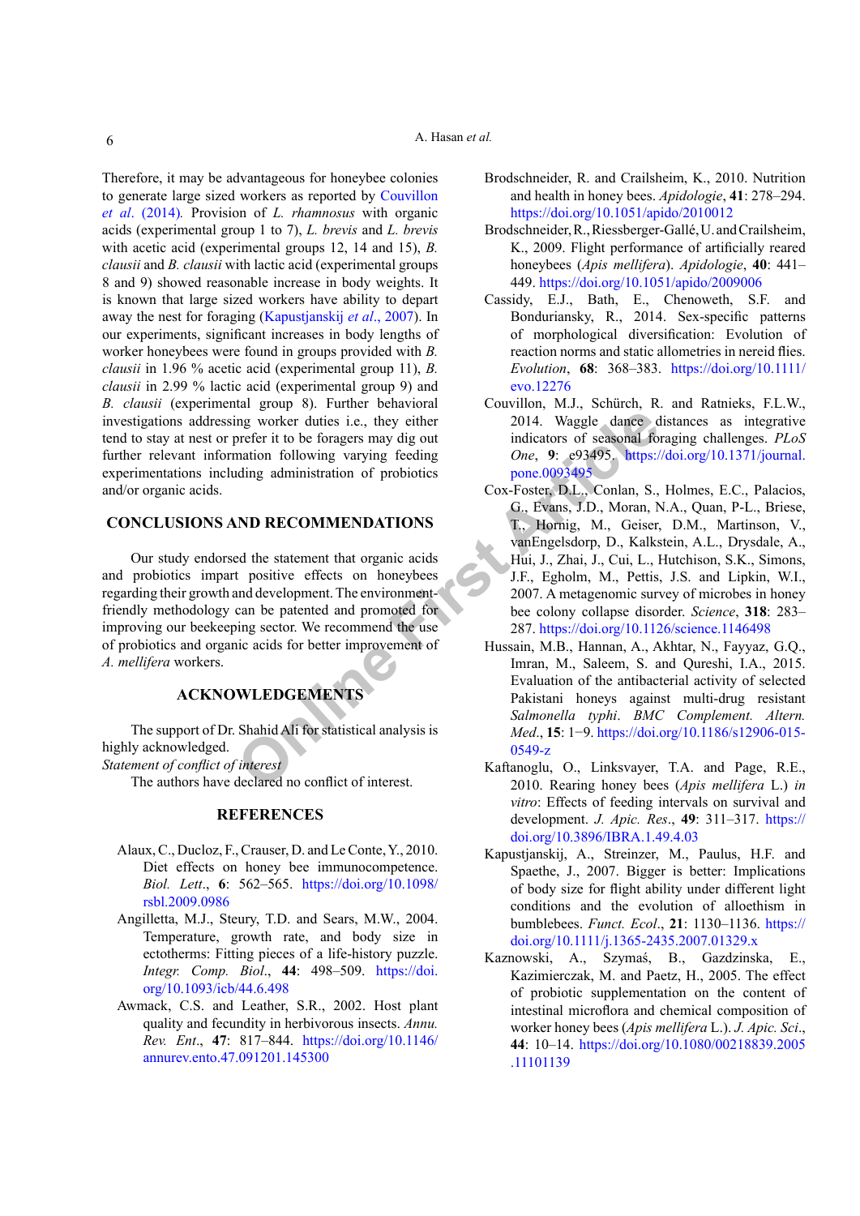Therefore, it may be advantageous for honeybee colonies to generate large sized workers as reported by Couvillon *et al*. (2014). Provision of *L. rhamnosus* with organic acids (experimental group 1 to 7), *L. brevis* and *L. brevis* with acetic acid (experimental groups 12, 14 and 15), *B. clausii* and *B. clausii* with lactic acid (experimental groups 8 and 9) showed reasonable increase in body weights. It is known that large sized workers have ability to depart away the nest for foraging (Kapustjanskij *et al*., 2007). In our experiments, significant increases in body lengths of worker honeybees were found in groups provided with *B. clausii* in 1.96 % acetic acid (experimental group 11), *B. clausii* in 2.99 % lactic acid (experimental group 9) and *B. clausii* (experimental group 8). Further behavioral investigations addressing worker duties i.e., they either tend to stay at nest or prefer it to be foragers may dig out further relevant information following varying feeding experimentations including administration of probiotics and/or organic acids.

## CONCLUSIONS AND RECOMMENDATIONS

Our study endorsed the statement that organic acids and probiotics impart positive effects on honeybees regarding their growth and development. The environment-friendly methodology can be patented and promoted for improving our beekeeping sector. We recommend the use of probiotics and organic acids for better improvement of *A. mellifera* workers.

## ACKNOWLEDGEMENTS

The support of Dr. Shahid Ali for statistical analysis is highly acknowledged.

*Statement of conflict of interest*

The authors have declared no conflict of interest.

## REFERENCES

Alaux, C., Ducloz, F., Crauser, D. and Le Conte, Y., 2010. Diet effects on honey bee immunocompetence. *Biol. Lett*., **6**: 562–565. https://doi.org/10.1098/rsbl.2009.0986

Angilletta, M.J., Steury, T.D. and Sears, M.W., 2004. Temperature, growth rate, and body size in ectotherms: Fitting pieces of a life-history puzzle. *Integr. Comp. Biol*., **44**: 498–509. https://doi.org/10.1093/icb/44.6.498

Awmack, C.S. and Leather, S.R., 2002. Host plant quality and fecundity in herbivorous insects. *Annu. Rev. Ent*., **47**: 817–844. https://doi.org/10.1146/annurev.ento.47.091201.145300

Brodschneider, R. and Crailsheim, K., 2010. Nutrition and health in honey bees. *Apidologie*, **41**: 278–294. https://doi.org/10.1051/apido/2010012

Brodschneider, R., Riessberger-Gallé, U. and Crailsheim, K., 2009. Flight performance of artificially reared honeybees (*Apis mellifera*). *Apidologie*, **40**: 441–449. https://doi.org/10.1051/apido/2009006

Cassidy, E.J., Bath, E., Chenoweth, S.F. and Bonduriansky, R., 2014. Sex-specific patterns of morphological diversification: Evolution of reaction norms and static allometries in nereid flies. *Evolution*, **68**: 368–383. https://doi.org/10.1111/evo.12276

Couvillon, M.J., Schürch, R. and Ratnieks, F.L.W., 2014. Waggle dance distances as integrative indicators of seasonal foraging challenges. *PLoS One*, **9**: e93495. https://doi.org/10.1371/journal.pone.0093495

Cox-Foster, D.L., Conlan, S., Holmes, E.C., Palacios, G., Evans, J.D., Moran, N.A., Quan, P-L., Briese, T., Hornig, M., Geiser, D.M., Martinson, V., vanEngelsdorp, D., Kalkstein, A.L., Drysdale, A., Hui, J., Zhai, J., Cui, L., Hutchison, S.K., Simons, J.F., Egholm, M., Pettis, J.S. and Lipkin, W.I., 2007. A metagenomic survey of microbes in honey bee colony collapse disorder. *Science*, **318**: 283–287. https://doi.org/10.1126/science.1146498

Hussain, M.B., Hannan, A., Akhtar, N., Fayyaz, G.Q., Imran, M., Saleem, S. and Qureshi, I.A., 2015. Evaluation of the antibacterial activity of selected Pakistani honeys against multi-drug resistant *Salmonella typhi*. *BMC Complement. Altern. Med*., **15**: 1−9. https://doi.org/10.1186/s12906-015-0549-z

Kaftanoglu, O., Linksvayer, T.A. and Page, R.E., 2010. Rearing honey bees (*Apis mellifera* L.) *in vitro*: Effects of feeding intervals on survival and development. *J. Apic. Res*., **49**: 311–317. https://doi.org/10.3896/IBRA.1.49.4.03

Kapustjanskij, A., Streinzer, M., Paulus, H.F. and Spaethe, J., 2007. Bigger is better: Implications of body size for flight ability under different light conditions and the evolution of alloethism in bumblebees. *Funct. Ecol*., **21**: 1130–1136. https://doi.org/10.1111/j.1365-2435.2007.01329.x

Kaznowski, A., Szymaś, B., Gazdzinska, E., Kazimierczak, M. and Paetz, H., 2005. The effect of probiotic supplementation on the content of intestinal microflora and chemical composition of worker honey bees (*Apis mellifera* L.). *J. Apic. Sci*., **44**: 10–14. https://doi.org/10.1080/00218839.2005.11101139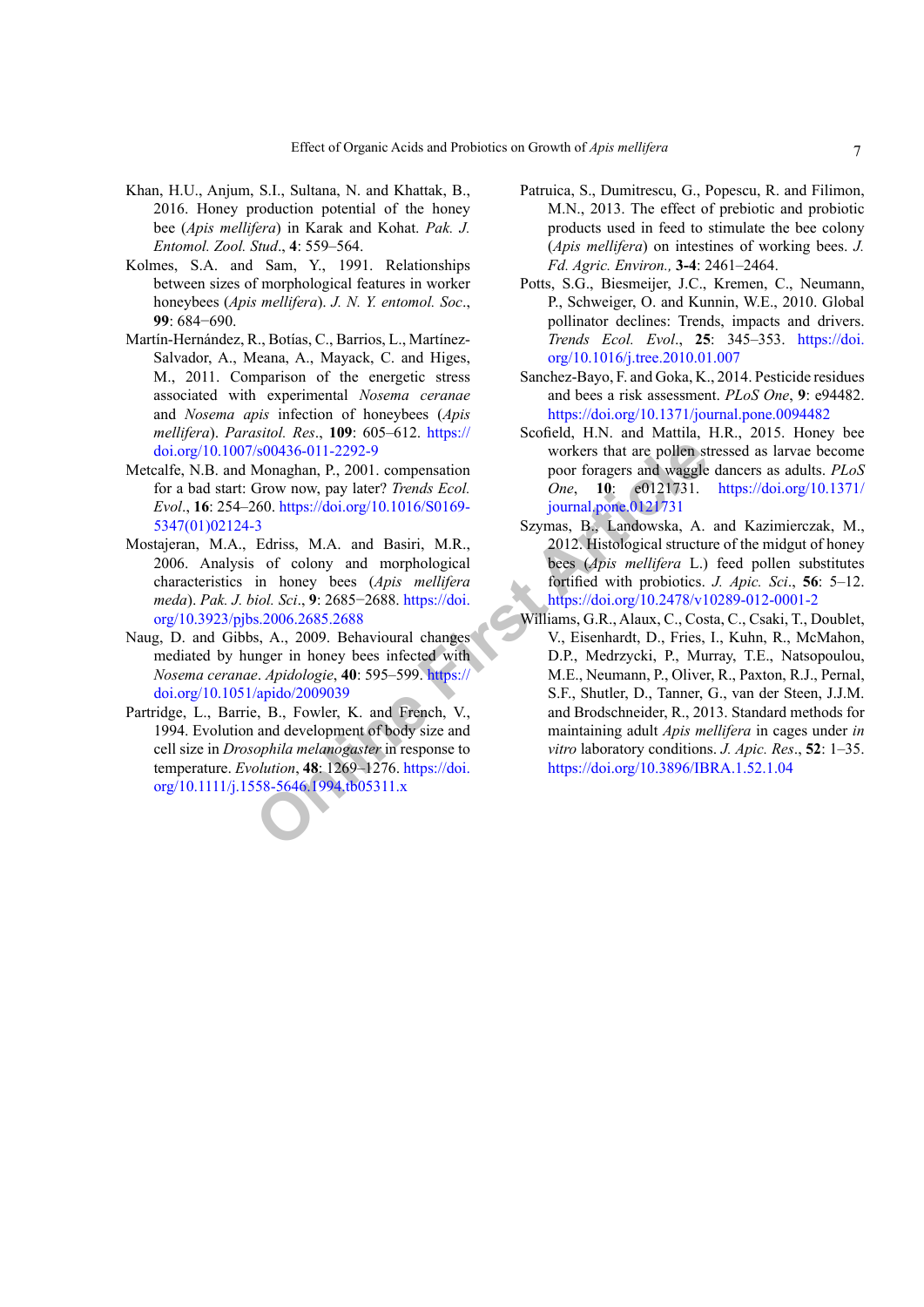Khan, H.U., Anjum, S.I., Sultana, N. and Khattak, B., 2016. Honey production potential of the honey bee (*Apis mellifera*) in Karak and Kohat. *Pak. J. Entomol. Zool. Stud*., **4**: 559–564.

Kolmes, S.A. and Sam, Y., 1991. Relationships between sizes of morphological features in worker honeybees (*Apis mellifera*). *J. N. Y. entomol. Soc*., **99**: 684−690.

Martín-Hernández, R., Botías, C., Barrios, L., Martínez-Salvador, A., Meana, A., Mayack, C. and Higes, M., 2011. Comparison of the energetic stress associated with experimental *Nosema ceranae* and *Nosema apis* infection of honeybees (*Apis mellifera*). *Parasitol. Res*., **109**: 605–612. https://doi.org/10.1007/s00436-011-2292-9

Metcalfe, N.B. and Monaghan, P., 2001. compensation for a bad start: Grow now, pay later? *Trends Ecol. Evol*., **16**: 254–260. https://doi.org/10.1016/S0169-5347(01)02124-3

Mostajeran, M.A., Edriss, M.A. and Basiri, M.R., 2006. Analysis of colony and morphological characteristics in honey bees (*Apis mellifera meda*). *Pak. J. biol. Sci*., **9**: 2685−2688. https://doi.org/10.3923/pjbs.2006.2685.2688

Naug, D. and Gibbs, A., 2009. Behavioural changes mediated by hunger in honey bees infected with *Nosema ceranae*. *Apidologie*, **40**: 595–599. https://doi.org/10.1051/apido/2009039

Partridge, L., Barrie, B., Fowler, K. and French, V., 1994. Evolution and development of body size and cell size in *Drosophila melanogaster* in response to temperature. *Evolution*, **48**: 1269–1276. https://doi.org/10.1111/j.1558-5646.1994.tb05311.x

Patruica, S., Dumitrescu, G., Popescu, R. and Filimon, M.N., 2013. The effect of prebiotic and probiotic products used in feed to stimulate the bee colony (*Apis mellifera*) on intestines of working bees. *J. Fd. Agric. Environ.,* **3-4**: 2461–2464.

Potts, S.G., Biesmeijer, J.C., Kremen, C., Neumann, P., Schweiger, O. and Kunnin, W.E., 2010. Global pollinator declines: Trends, impacts and drivers. *Trends Ecol. Evol*., **25**: 345–353. https://doi.org/10.1016/j.tree.2010.01.007

Sanchez-Bayo, F. and Goka, K., 2014. Pesticide residues and bees a risk assessment. *PLoS One*, **9**: e94482. https://doi.org/10.1371/journal.pone.0094482

Scofield, H.N. and Mattila, H.R., 2015. Honey bee workers that are pollen stressed as larvae become poor foragers and waggle dancers as adults. *PLoS One*, **10**: e0121731. https://doi.org/10.1371/journal.pone.0121731

Szymas, B., Landowska, A. and Kazimierczak, M., 2012. Histological structure of the midgut of honey bees (*Apis mellifera* L.) feed pollen substitutes fortified with probiotics. *J. Apic. Sci*., **56**: 5–12. https://doi.org/10.2478/v10289-012-0001-2

Williams, G.R., Alaux, C., Costa, C., Csaki, T., Doublet, V., Eisenhardt, D., Fries, I., Kuhn, R., McMahon, D.P., Medrzycki, P., Murray, T.E., Natsopoulou, M.E., Neumann, P., Oliver, R., Paxton, R.J., Pernal, S.F., Shutler, D., Tanner, G., van der Steen, J.J.M. and Brodschneider, R., 2013. Standard methods for maintaining adult *Apis mellifera* in cages under *in vitro* laboratory conditions. *J. Apic. Res*., **52**: 1–35. https://doi.org/10.3896/IBRA.1.52.1.04